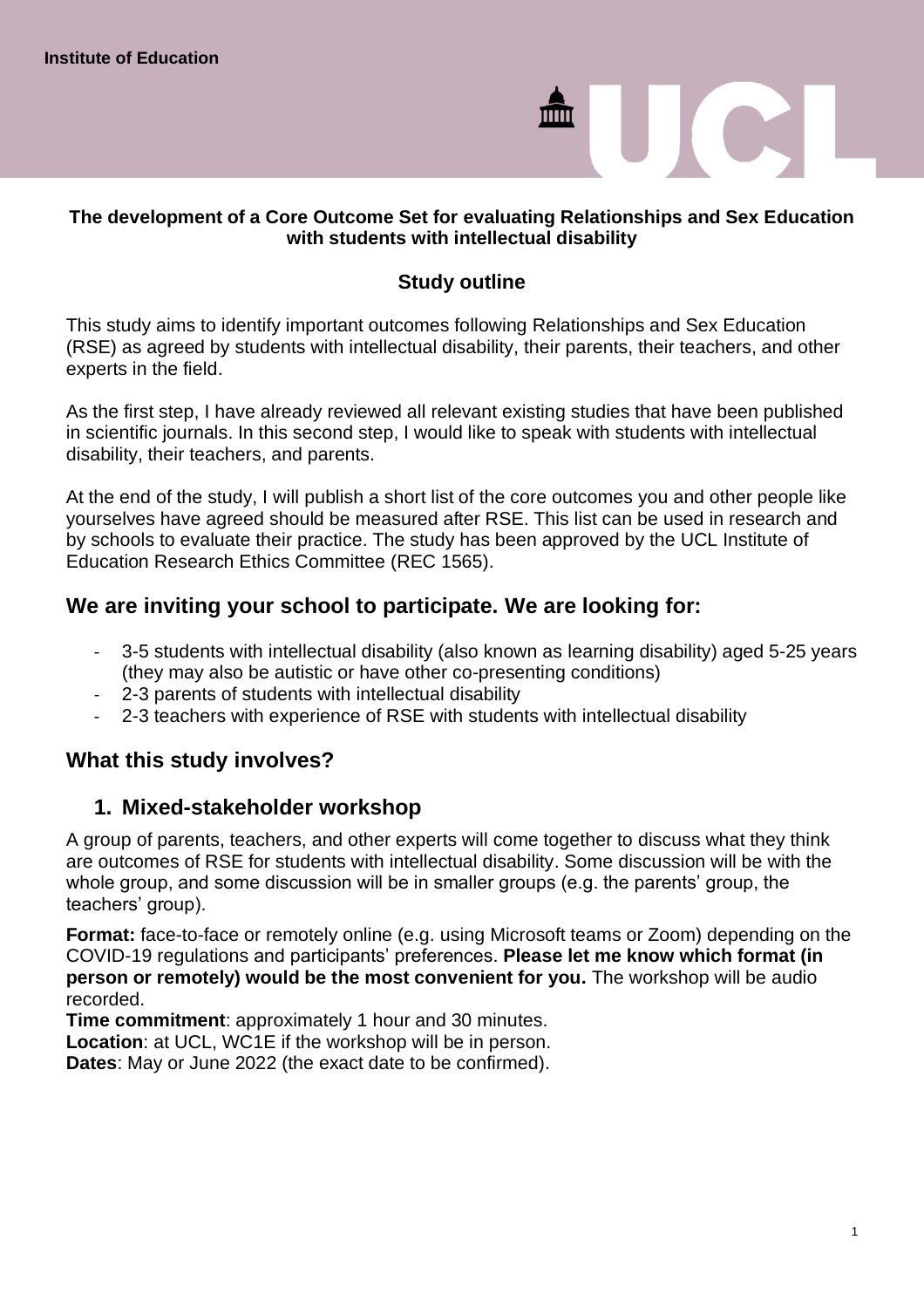**Institute of Education**

**The development of a Core Outcome Set for evaluating Relationships and Sex Education with students with intellectual disability**

### Study outline

This study aims to identify important outcomes following Relationships and Sex Education (RSE) as agreed by students with intellectual disability, their parents, their teachers, and other experts in the field.

As the first step, I have already reviewed all relevant existing studies that have been published in scientific journals. In this second step, I would like to speak with students with intellectual disability, their teachers, and parents.

At the end of the study, I will publish a short list of the core outcomes you and other people like yourselves have agreed should be measured after RSE. This list can be used in research and by schools to evaluate their practice. The study has been approved by the UCL Institute of Education Research Ethics Committee (REC 1565).

## We are inviting your school to participate. We are looking for:

- 3-5 students with intellectual disability (also known as learning disability) aged 5-25 years (they may also be autistic or have other co-presenting conditions)
- 2-3 parents of students with intellectual disability
- 2-3 teachers with experience of RSE with students with intellectual disability

## What this study involves?

### 1. Mixed-stakeholder workshop

A group of parents, teachers, and other experts will come together to discuss what they think are outcomes of RSE for students with intellectual disability. Some discussion will be with the whole group, and some discussion will be in smaller groups (e.g. the parents' group, the teachers' group).

**Format:** face-to-face or remotely online (e.g. using Microsoft teams or Zoom) depending on the COVID-19 regulations and participants' preferences. **Please let me know which format (in person or remotely) would be the most convenient for you.** The workshop will be audio recorded.
**Time commitment**: approximately 1 hour and 30 minutes.
**Location**: at UCL, WC1E if the workshop will be in person.
**Dates**: May or June 2022 (the exact date to be confirmed).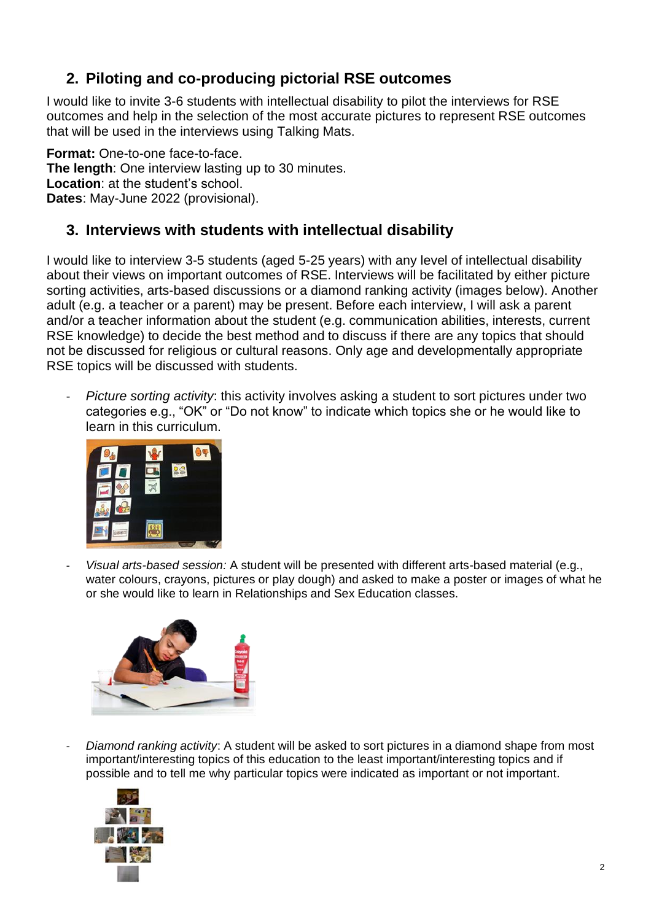## 2. Piloting and co-producing pictorial RSE outcomes

I would like to invite 3-6 students with intellectual disability to pilot the interviews for RSE outcomes and help in the selection of the most accurate pictures to represent RSE outcomes that will be used in the interviews using Talking Mats.

**Format:** One-to-one face-to-face.
**The length**: One interview lasting up to 30 minutes.
**Location**: at the student's school.
**Dates**: May-June 2022 (provisional).

## 3. Interviews with students with intellectual disability

I would like to interview 3-5 students (aged 5-25 years) with any level of intellectual disability about their views on important outcomes of RSE. Interviews will be facilitated by either picture sorting activities, arts-based discussions or a diamond ranking activity (images below). Another adult (e.g. a teacher or a parent) may be present. Before each interview, I will ask a parent and/or a teacher information about the student (e.g. communication abilities, interests, current RSE knowledge) to decide the best method and to discuss if there are any topics that should not be discussed for religious or cultural reasons. Only age and developmentally appropriate RSE topics will be discussed with students.

- *Picture sorting activity*: this activity involves asking a student to sort pictures under two categories e.g., "OK" or "Do not know" to indicate which topics she or he would like to learn in this curriculum.
- *Visual arts-based session:* A student will be presented with different arts-based material (e.g., water colours, crayons, pictures or play dough) and asked to make a poster or images of what he or she would like to learn in Relationships and Sex Education classes.
- *Diamond ranking activity*: A student will be asked to sort pictures in a diamond shape from most important/interesting topics of this education to the least important/interesting topics and if possible and to tell me why particular topics were indicated as important or not important.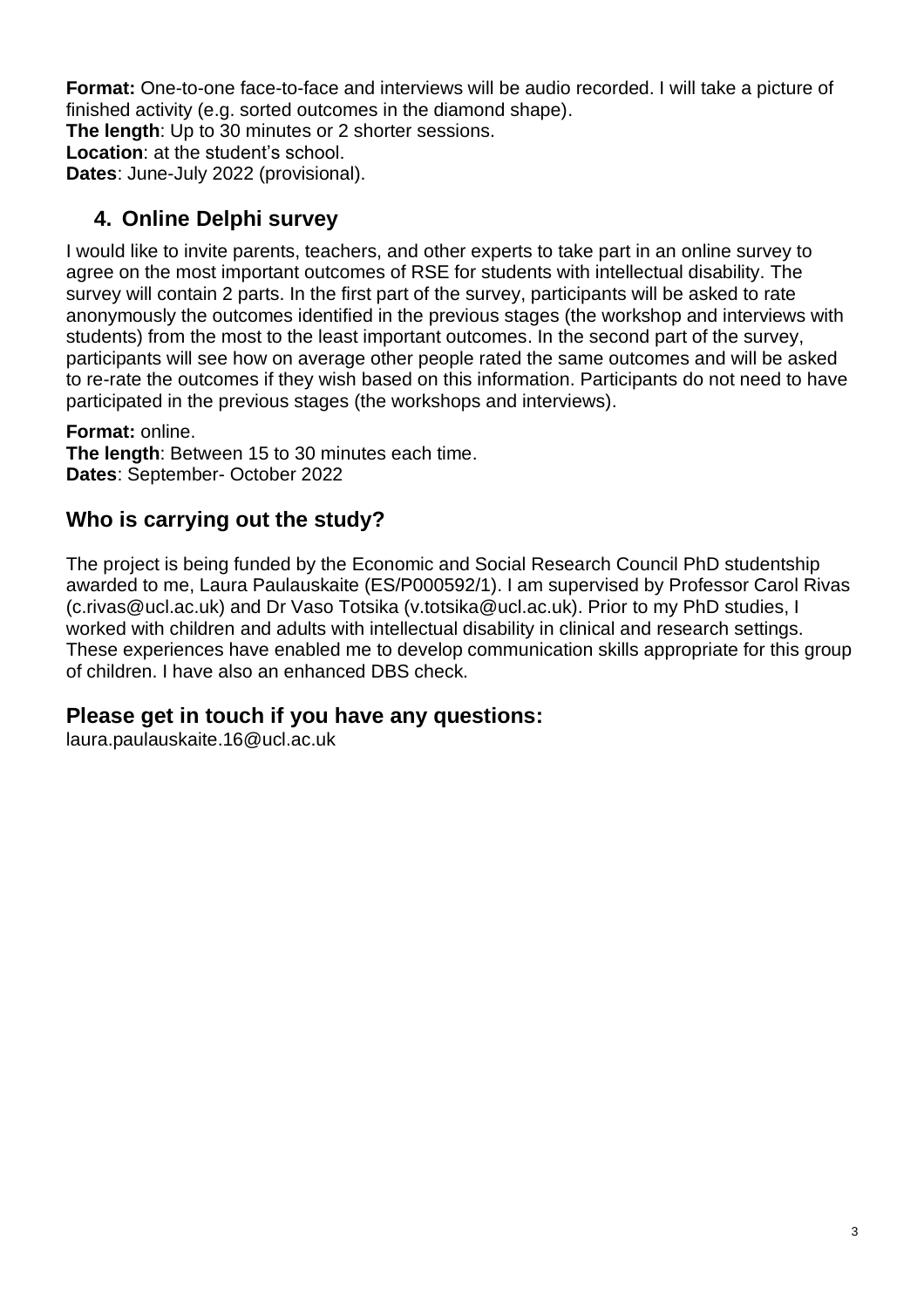**Format:** One-to-one face-to-face and interviews will be audio recorded. I will take a picture of finished activity (e.g. sorted outcomes in the diamond shape).
**The length**: Up to 30 minutes or 2 shorter sessions.
**Location**: at the student's school.
**Dates**: June-July 2022 (provisional).

## 4. Online Delphi survey

I would like to invite parents, teachers, and other experts to take part in an online survey to agree on the most important outcomes of RSE for students with intellectual disability. The survey will contain 2 parts. In the first part of the survey, participants will be asked to rate anonymously the outcomes identified in the previous stages (the workshop and interviews with students) from the most to the least important outcomes. In the second part of the survey, participants will see how on average other people rated the same outcomes and will be asked to re-rate the outcomes if they wish based on this information. Participants do not need to have participated in the previous stages (the workshops and interviews).

**Format:** online.
**The length**: Between 15 to 30 minutes each time.
**Dates**: September- October 2022

## Who is carrying out the study?

The project is being funded by the Economic and Social Research Council PhD studentship awarded to me, Laura Paulauskaite (ES/P000592/1). I am supervised by Professor Carol Rivas (c.rivas@ucl.ac.uk) and Dr Vaso Totsika (v.totsika@ucl.ac.uk). Prior to my PhD studies, I worked with children and adults with intellectual disability in clinical and research settings. These experiences have enabled me to develop communication skills appropriate for this group of children. I have also an enhanced DBS check.

## Please get in touch if you have any questions:

laura.paulauskaite.16@ucl.ac.uk